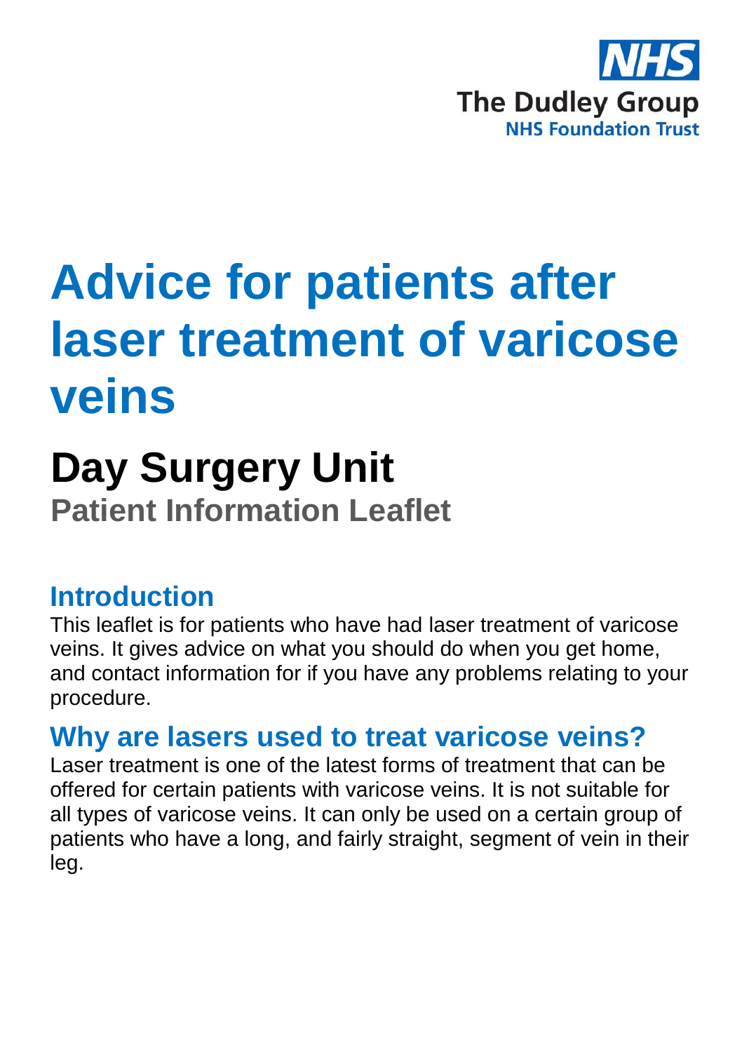NHS

The Dudley Group
NHS Foundation Trust

# Advice for patients after laser treatment of varicose veins

## Day Surgery Unit

**Patient Information Leaflet**

### Introduction

This leaflet is for patients who have had laser treatment of varicose veins. It gives advice on what you should do when you get home, and contact information for if you have any problems relating to your procedure.

### Why are lasers used to treat varicose veins?

Laser treatment is one of the latest forms of treatment that can be offered for certain patients with varicose veins. It is not suitable for all types of varicose veins. It can only be used on a certain group of patients who have a long, and fairly straight, segment of vein in their leg.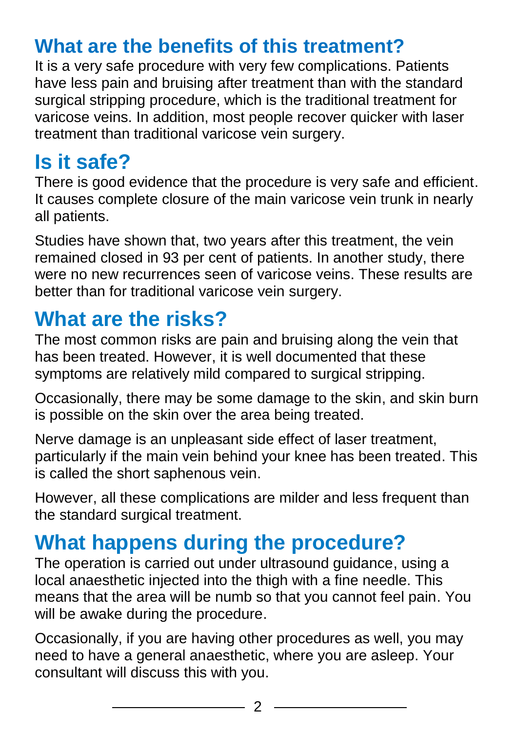## What are the benefits of this treatment?

It is a very safe procedure with very few complications. Patients have less pain and bruising after treatment than with the standard surgical stripping procedure, which is the traditional treatment for varicose veins. In addition, most people recover quicker with laser treatment than traditional varicose vein surgery.

## Is it safe?

There is good evidence that the procedure is very safe and efficient. It causes complete closure of the main varicose vein trunk in nearly all patients.

Studies have shown that, two years after this treatment, the vein remained closed in 93 per cent of patients. In another study, there were no new recurrences seen of varicose veins. These results are better than for traditional varicose vein surgery.

## What are the risks?

The most common risks are pain and bruising along the vein that has been treated. However, it is well documented that these symptoms are relatively mild compared to surgical stripping.

Occasionally, there may be some damage to the skin, and skin burn is possible on the skin over the area being treated.

Nerve damage is an unpleasant side effect of laser treatment, particularly if the main vein behind your knee has been treated. This is called the short saphenous vein.

However, all these complications are milder and less frequent than the standard surgical treatment.

## What happens during the procedure?

The operation is carried out under ultrasound guidance, using a local anaesthetic injected into the thigh with a fine needle. This means that the area will be numb so that you cannot feel pain. You will be awake during the procedure.

Occasionally, if you are having other procedures as well, you may need to have a general anaesthetic, where you are asleep. Your consultant will discuss this with you.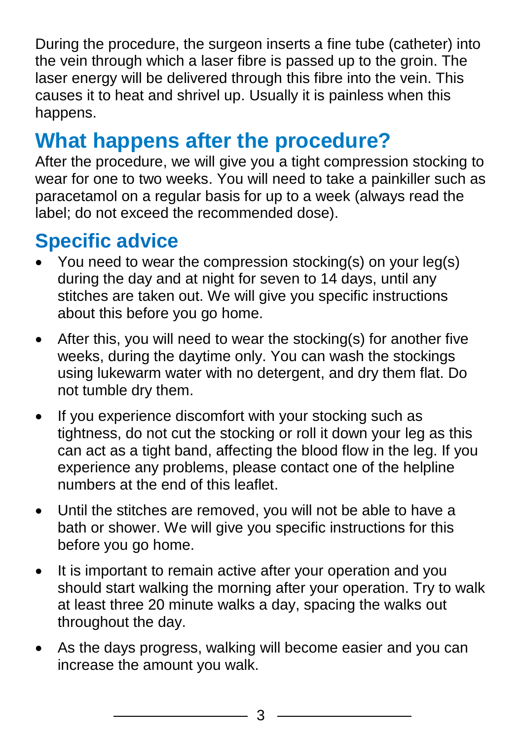During the procedure, the surgeon inserts a fine tube (catheter) into the vein through which a laser fibre is passed up to the groin. The laser energy will be delivered through this fibre into the vein. This causes it to heat and shrivel up. Usually it is painless when this happens.

## What happens after the procedure?

After the procedure, we will give you a tight compression stocking to wear for one to two weeks. You will need to take a painkiller such as paracetamol on a regular basis for up to a week (always read the label; do not exceed the recommended dose).

### Specific advice

- You need to wear the compression stocking(s) on your leg(s) during the day and at night for seven to 14 days, until any stitches are taken out. We will give you specific instructions about this before you go home.
- After this, you will need to wear the stocking(s) for another five weeks, during the daytime only. You can wash the stockings using lukewarm water with no detergent, and dry them flat. Do not tumble dry them.
- If you experience discomfort with your stocking such as tightness, do not cut the stocking or roll it down your leg as this can act as a tight band, affecting the blood flow in the leg. If you experience any problems, please contact one of the helpline numbers at the end of this leaflet.
- Until the stitches are removed, you will not be able to have a bath or shower. We will give you specific instructions for this before you go home.
- It is important to remain active after your operation and you should start walking the morning after your operation. Try to walk at least three 20 minute walks a day, spacing the walks out throughout the day.
- As the days progress, walking will become easier and you can increase the amount you walk.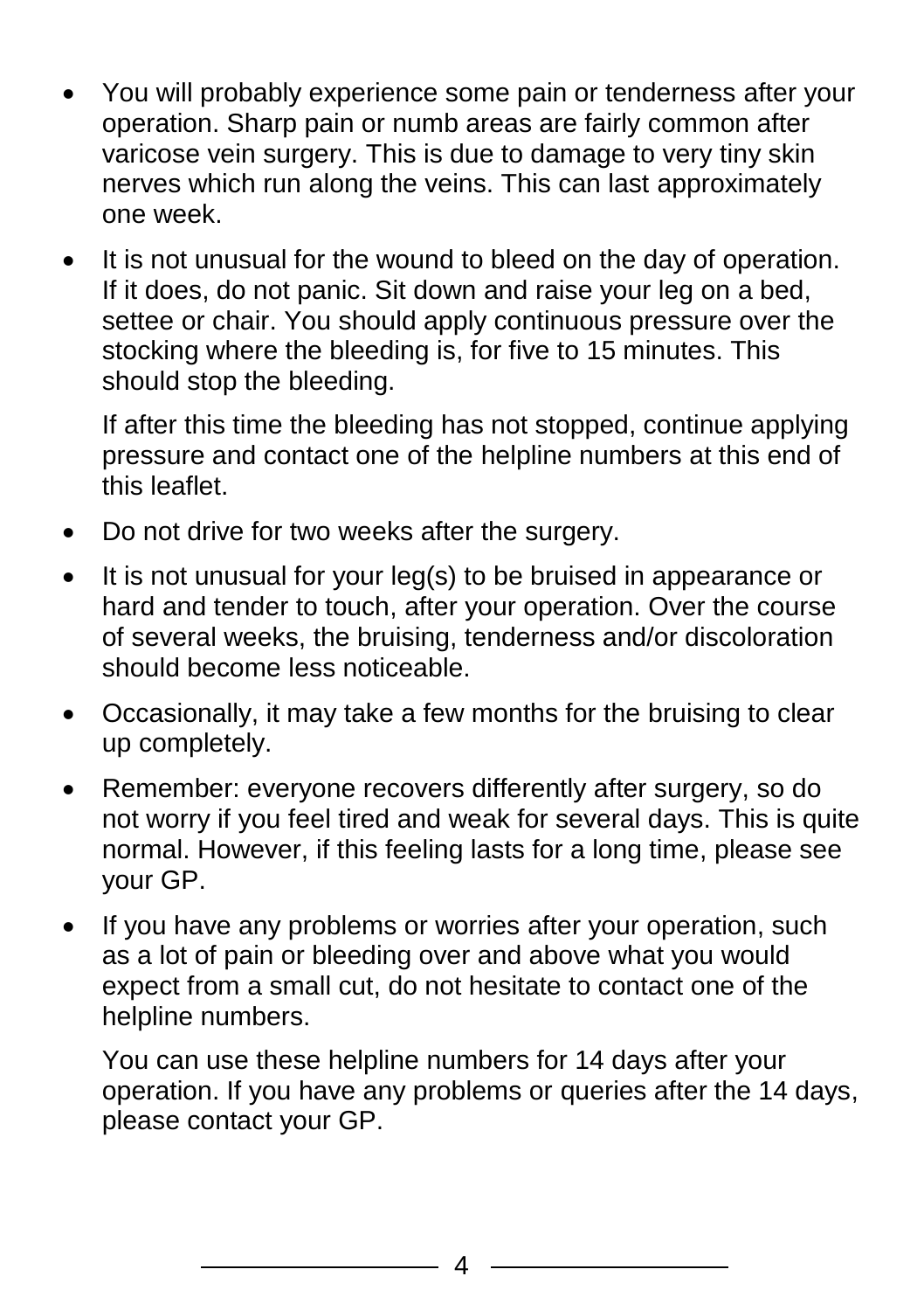- You will probably experience some pain or tenderness after your operation. Sharp pain or numb areas are fairly common after varicose vein surgery. This is due to damage to very tiny skin nerves which run along the veins. This can last approximately one week.
- It is not unusual for the wound to bleed on the day of operation. If it does, do not panic. Sit down and raise your leg on a bed, settee or chair. You should apply continuous pressure over the stocking where the bleeding is, for five to 15 minutes. This should stop the bleeding.

  If after this time the bleeding has not stopped, continue applying pressure and contact one of the helpline numbers at this end of this leaflet.
- Do not drive for two weeks after the surgery.
- It is not unusual for your leg(s) to be bruised in appearance or hard and tender to touch, after your operation. Over the course of several weeks, the bruising, tenderness and/or discoloration should become less noticeable.
- Occasionally, it may take a few months for the bruising to clear up completely.
- Remember: everyone recovers differently after surgery, so do not worry if you feel tired and weak for several days. This is quite normal. However, if this feeling lasts for a long time, please see your GP.
- If you have any problems or worries after your operation, such as a lot of pain or bleeding over and above what you would expect from a small cut, do not hesitate to contact one of the helpline numbers.

  You can use these helpline numbers for 14 days after your operation. If you have any problems or queries after the 14 days, please contact your GP.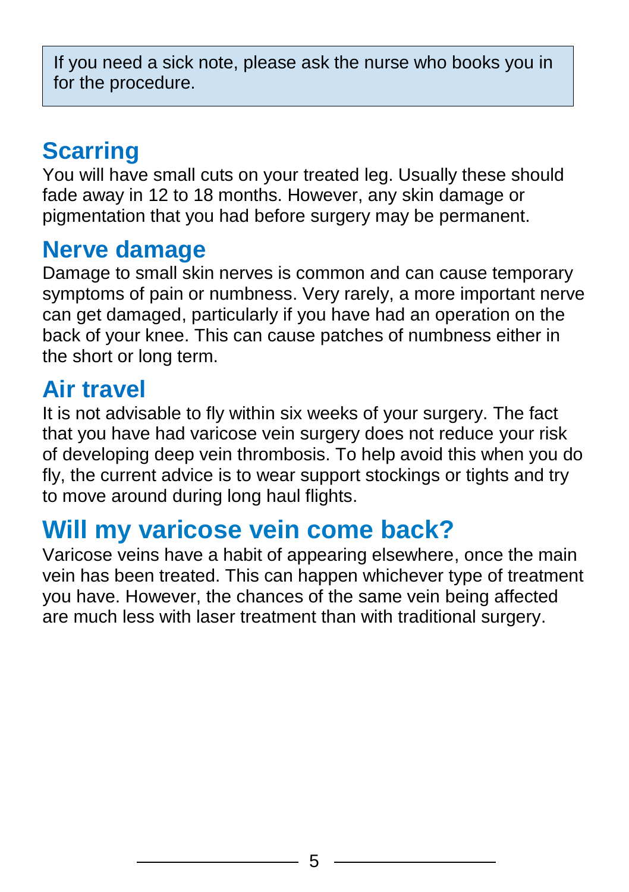If you need a sick note, please ask the nurse who books you in for the procedure.

## Scarring

You will have small cuts on your treated leg. Usually these should fade away in 12 to 18 months. However, any skin damage or pigmentation that you had before surgery may be permanent.

## Nerve damage

Damage to small skin nerves is common and can cause temporary symptoms of pain or numbness. Very rarely, a more important nerve can get damaged, particularly if you have had an operation on the back of your knee. This can cause patches of numbness either in the short or long term.

## Air travel

It is not advisable to fly within six weeks of your surgery. The fact that you have had varicose vein surgery does not reduce your risk of developing deep vein thrombosis. To help avoid this when you do fly, the current advice is to wear support stockings or tights and try to move around during long haul flights.

# Will my varicose vein come back?

Varicose veins have a habit of appearing elsewhere, once the main vein has been treated. This can happen whichever type of treatment you have. However, the chances of the same vein being affected are much less with laser treatment than with traditional surgery.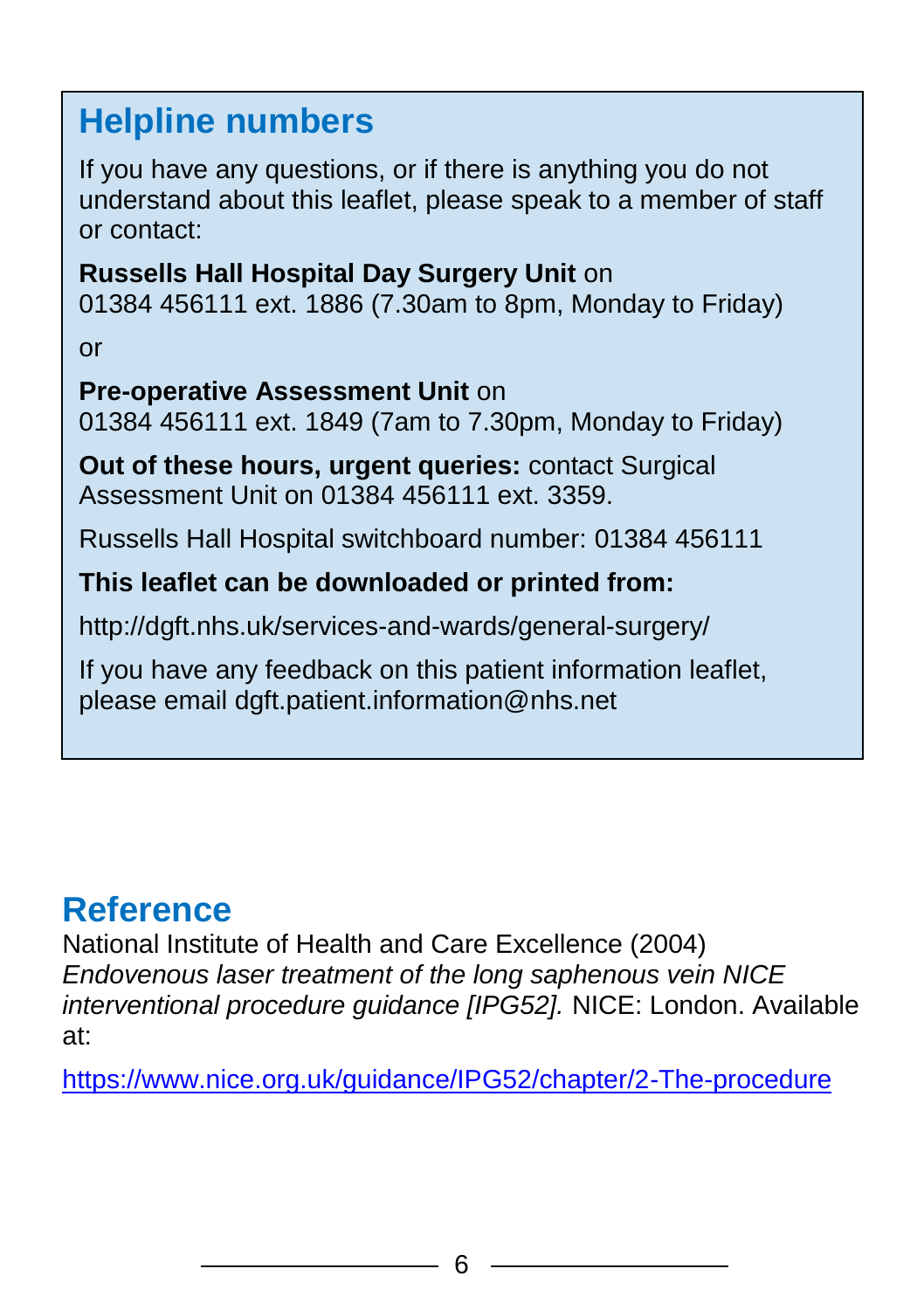## Helpline numbers

If you have any questions, or if there is anything you do not understand about this leaflet, please speak to a member of staff or contact:

**Russells Hall Hospital Day Surgery Unit** on
01384 456111 ext. 1886 (7.30am to 8pm, Monday to Friday)

or

**Pre-operative Assessment Unit** on
01384 456111 ext. 1849 (7am to 7.30pm, Monday to Friday)

**Out of these hours, urgent queries:** contact Surgical Assessment Unit on 01384 456111 ext. 3359.

Russells Hall Hospital switchboard number: 01384 456111

**This leaflet can be downloaded or printed from:**

http://dgft.nhs.uk/services-and-wards/general-surgery/

If you have any feedback on this patient information leaflet, please email dgft.patient.information@nhs.net

## Reference

National Institute of Health and Care Excellence (2004) *Endovenous laser treatment of the long saphenous vein NICE interventional procedure guidance [IPG52].* NICE: London. Available at:

https://www.nice.org.uk/guidance/IPG52/chapter/2-The-procedure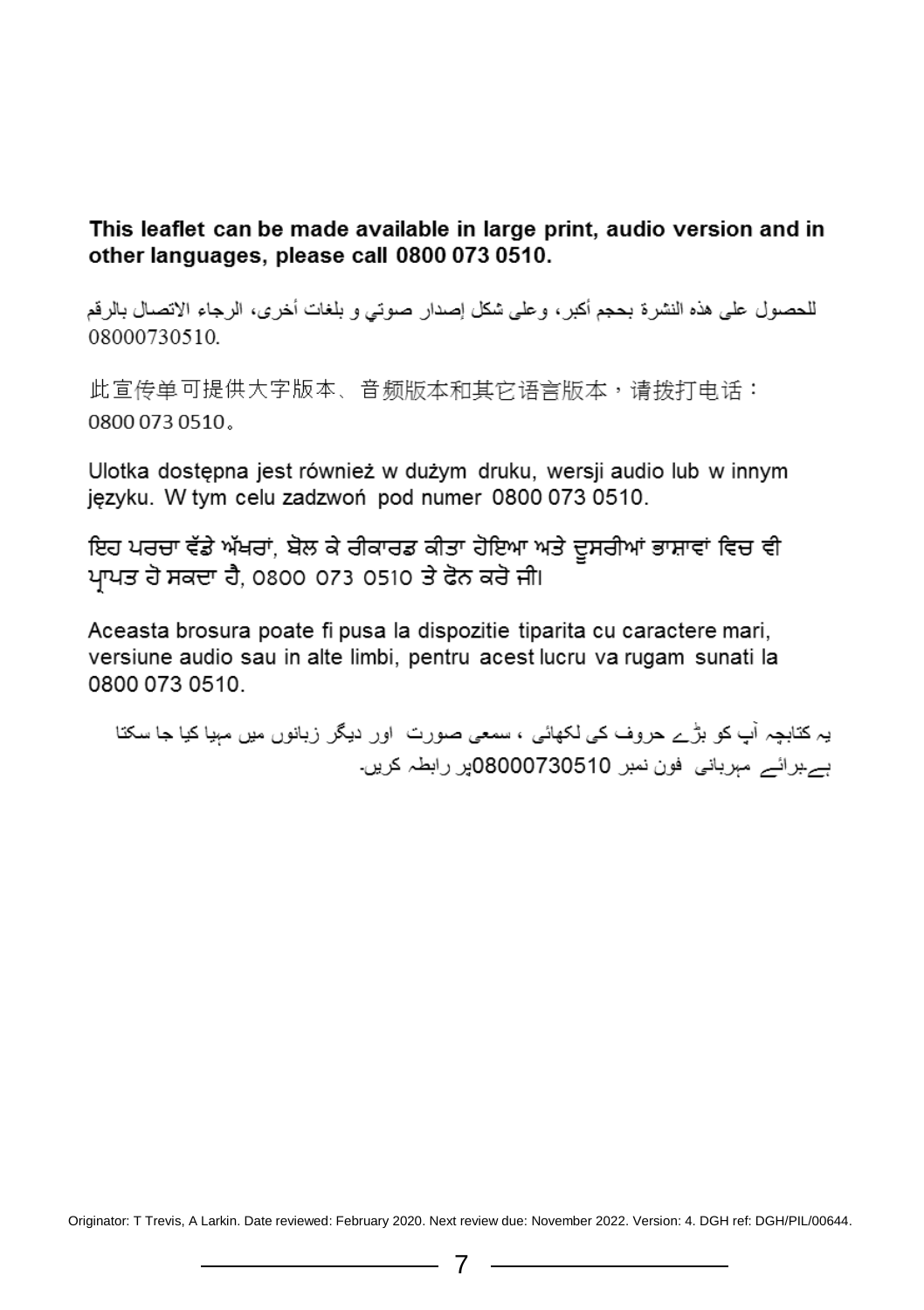**This leaflet can be made available in large print, audio version and in other languages, please call 0800 073 0510.**

للحصول على هذه النشرة بحجم أكبر، وعلى شكل إصدار صوتي و بلغات أخرى، الرجاء الاتصال بالرقم 08000730510.

此宣传单可提供大字版本、音频版本和其它语言版本，请拨打电话：0800 073 0510。

Ulotka dostępna jest również w dużym druku, wersji audio lub w innym języku. W tym celu zadzwoń pod numer 0800 073 0510.

ਇਹ ਪਰਚਾ ਵੱਡੇ ਅੱਖਰਾਂ, ਬੋਲ ਕੇ ਰੀਕਾਰਡ ਕੀਤਾ ਹੋਇਆ ਅਤੇ ਦੂਸਰੀਆਂ ਭਾਸ਼ਾਵਾਂ ਵਿਚ ਵੀ ਪ੍ਰਾਪਤ ਹੋ ਸਕਦਾ ਹੈ, 0800 073 0510 ਤੇ ਫੋਨ ਕਰੋ ਜੀ।

Aceasta brosura poate fi pusa la dispozitie tiparita cu caractere mari, versiune audio sau in alte limbi, pentru acest lucru va rugam sunati la 0800 073 0510.

یہ کتابچہ آپ کو بڑے حروف کی لکھائی ، سمعی صورت اور دیگر زبانوں میں مہیا کیا جا سکتا ہے۔برائے مہربانی فون نمبر 08000730510پر رابطہ کریں۔

Originator: T Trevis, A Larkin. Date reviewed: February 2020. Next review due: November 2022. Version: 4. DGH ref: DGH/PIL/00644.